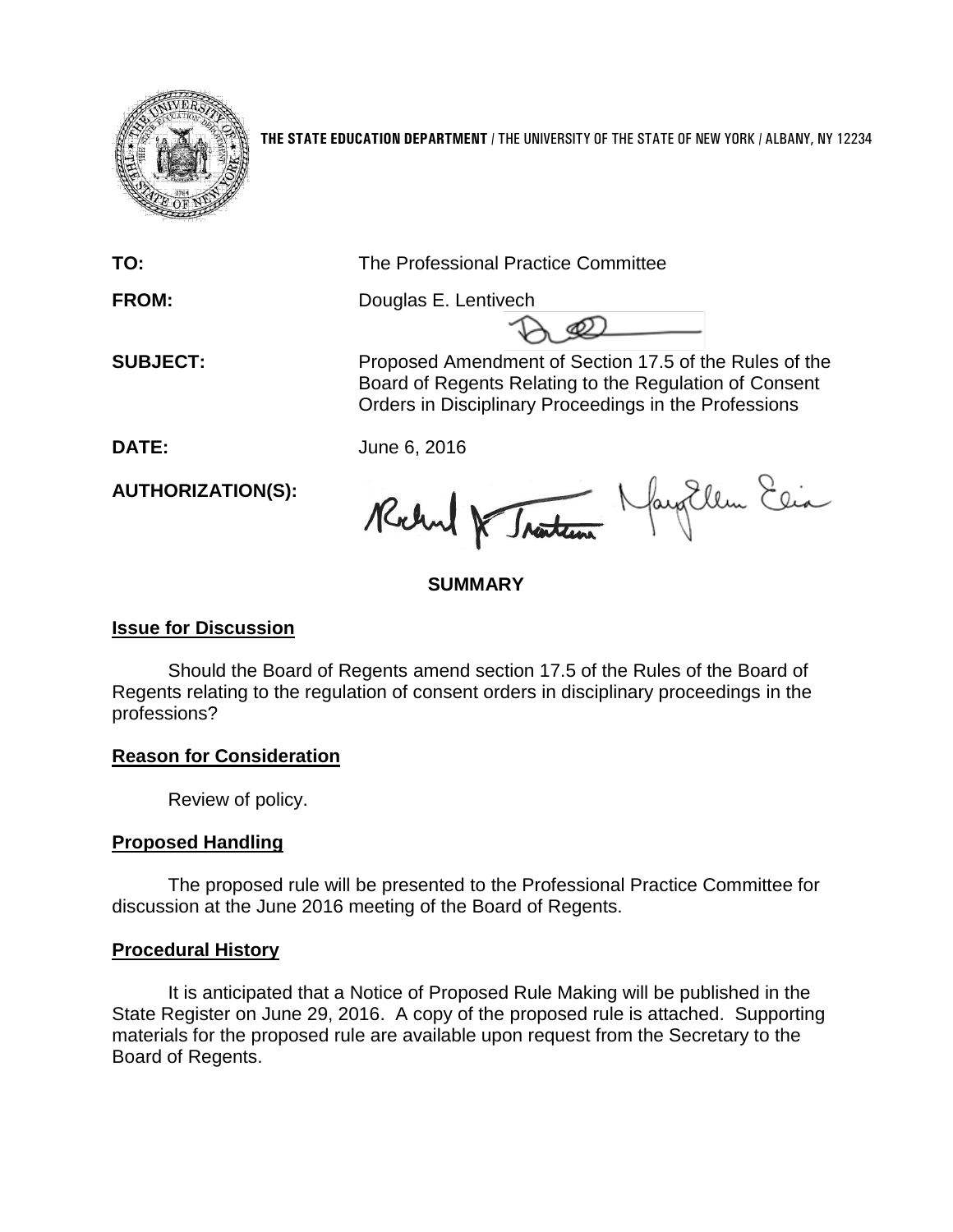**THE STATE EDUCATION DEPARTMENT** / THE UNIVERSITY OF THE STATE OF NEW YORK / ALBANY, NY 12234

| | |
|---|---|
| **TO:** | The Professional Practice Committee |
| **FROM:** | Douglas E. Lentivech |
| **SUBJECT:** | Proposed Amendment of Section 17.5 of the Rules of the Board of Regents Relating to the Regulation of Consent Orders in Disciplinary Proceedings in the Professions |
| **DATE:** | June 6, 2016 |
| **AUTHORIZATION(S):** | |

**SUMMARY**

**Issue for Discussion**

Should the Board of Regents amend section 17.5 of the Rules of the Board of Regents relating to the regulation of consent orders in disciplinary proceedings in the professions?

**Reason for Consideration**

Review of policy.

**Proposed Handling**

The proposed rule will be presented to the Professional Practice Committee for discussion at the June 2016 meeting of the Board of Regents.

**Procedural History**

It is anticipated that a Notice of Proposed Rule Making will be published in the State Register on June 29, 2016. A copy of the proposed rule is attached. Supporting materials for the proposed rule are available upon request from the Secretary to the Board of Regents.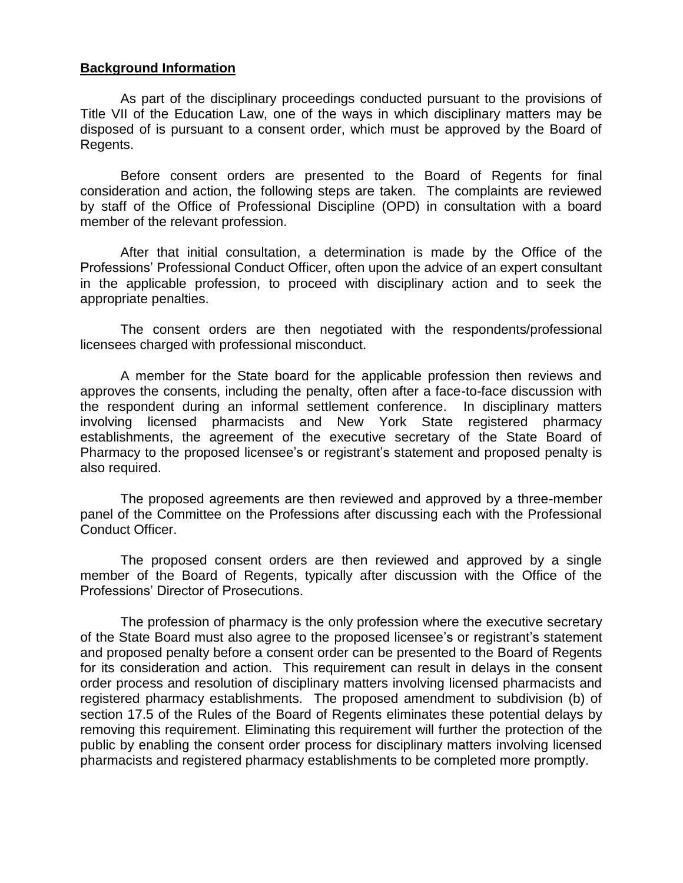**Background Information**

As part of the disciplinary proceedings conducted pursuant to the provisions of Title VII of the Education Law, one of the ways in which disciplinary matters may be disposed of is pursuant to a consent order, which must be approved by the Board of Regents.

Before consent orders are presented to the Board of Regents for final consideration and action, the following steps are taken. The complaints are reviewed by staff of the Office of Professional Discipline (OPD) in consultation with a board member of the relevant profession.

After that initial consultation, a determination is made by the Office of the Professions' Professional Conduct Officer, often upon the advice of an expert consultant in the applicable profession, to proceed with disciplinary action and to seek the appropriate penalties.

The consent orders are then negotiated with the respondents/professional licensees charged with professional misconduct.

A member for the State board for the applicable profession then reviews and approves the consents, including the penalty, often after a face-to-face discussion with the respondent during an informal settlement conference. In disciplinary matters involving licensed pharmacists and New York State registered pharmacy establishments, the agreement of the executive secretary of the State Board of Pharmacy to the proposed licensee's or registrant's statement and proposed penalty is also required.

The proposed agreements are then reviewed and approved by a three-member panel of the Committee on the Professions after discussing each with the Professional Conduct Officer.

The proposed consent orders are then reviewed and approved by a single member of the Board of Regents, typically after discussion with the Office of the Professions' Director of Prosecutions.

The profession of pharmacy is the only profession where the executive secretary of the State Board must also agree to the proposed licensee's or registrant's statement and proposed penalty before a consent order can be presented to the Board of Regents for its consideration and action. This requirement can result in delays in the consent order process and resolution of disciplinary matters involving licensed pharmacists and registered pharmacy establishments. The proposed amendment to subdivision (b) of section 17.5 of the Rules of the Board of Regents eliminates these potential delays by removing this requirement. Eliminating this requirement will further the protection of the public by enabling the consent order process for disciplinary matters involving licensed pharmacists and registered pharmacy establishments to be completed more promptly.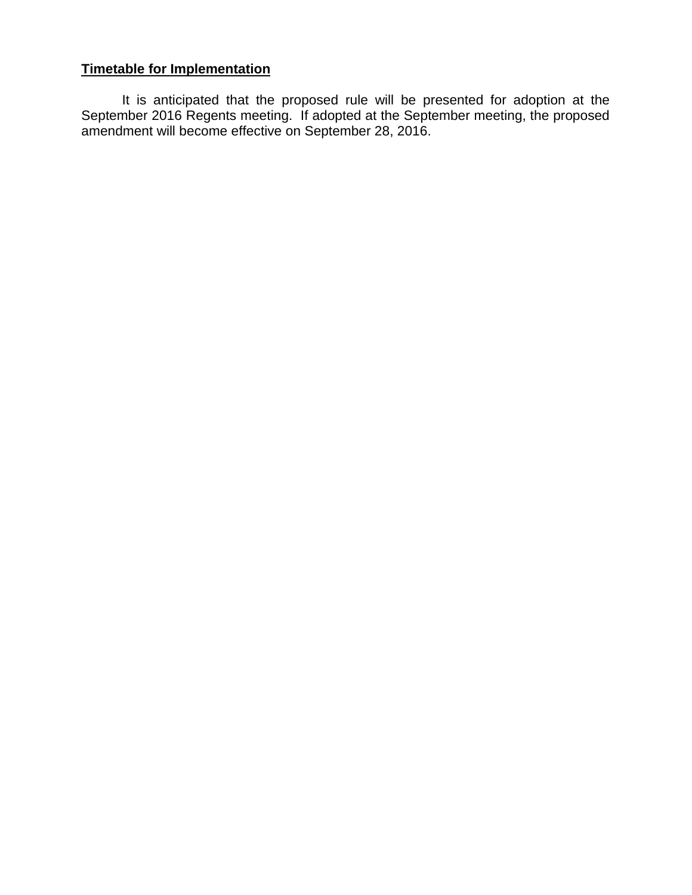**Timetable for Implementation**

It is anticipated that the proposed rule will be presented for adoption at the September 2016 Regents meeting. If adopted at the September meeting, the proposed amendment will become effective on September 28, 2016.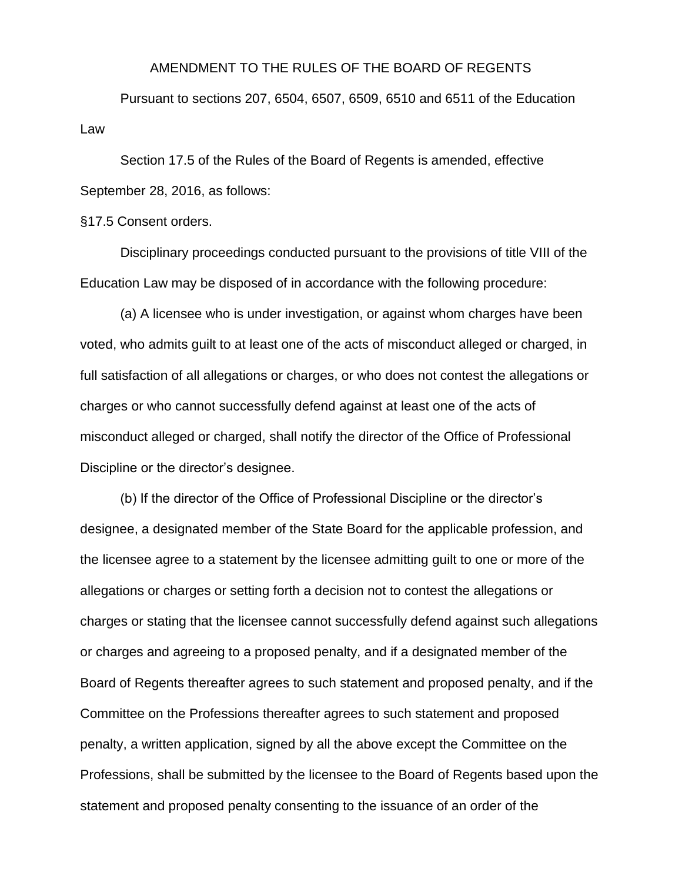AMENDMENT TO THE RULES OF THE BOARD OF REGENTS

Pursuant to sections 207, 6504, 6507, 6509, 6510 and 6511 of the Education Law

Section 17.5 of the Rules of the Board of Regents is amended, effective September 28, 2016, as follows:

§17.5 Consent orders.

Disciplinary proceedings conducted pursuant to the provisions of title VIII of the Education Law may be disposed of in accordance with the following procedure:

(a) A licensee who is under investigation, or against whom charges have been voted, who admits guilt to at least one of the acts of misconduct alleged or charged, in full satisfaction of all allegations or charges, or who does not contest the allegations or charges or who cannot successfully defend against at least one of the acts of misconduct alleged or charged, shall notify the director of the Office of Professional Discipline or the director's designee.

(b) If the director of the Office of Professional Discipline or the director's designee, a designated member of the State Board for the applicable profession, and the licensee agree to a statement by the licensee admitting guilt to one or more of the allegations or charges or setting forth a decision not to contest the allegations or charges or stating that the licensee cannot successfully defend against such allegations or charges and agreeing to a proposed penalty, and if a designated member of the Board of Regents thereafter agrees to such statement and proposed penalty, and if the Committee on the Professions thereafter agrees to such statement and proposed penalty, a written application, signed by all the above except the Committee on the Professions, shall be submitted by the licensee to the Board of Regents based upon the statement and proposed penalty consenting to the issuance of an order of the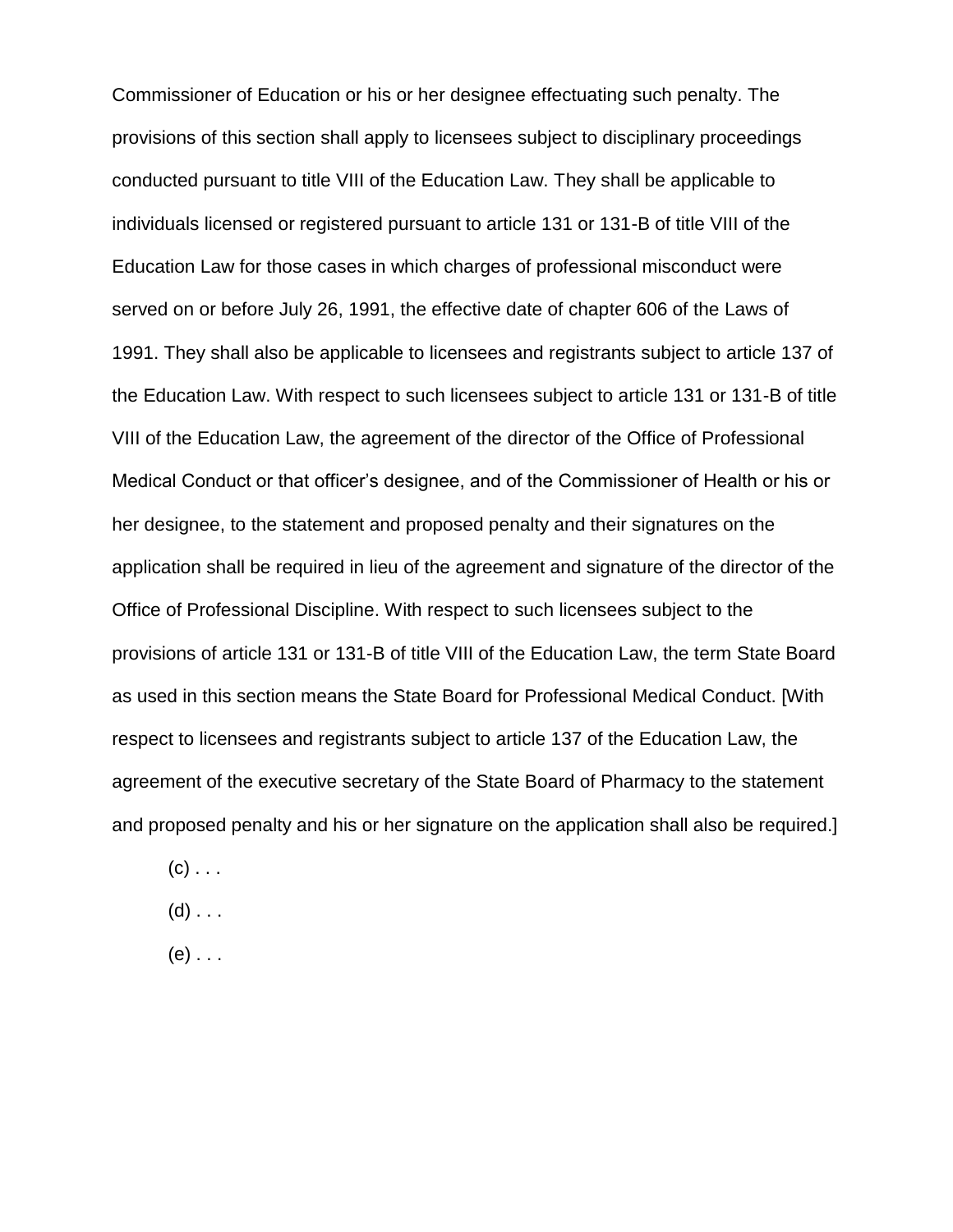Commissioner of Education or his or her designee effectuating such penalty. The provisions of this section shall apply to licensees subject to disciplinary proceedings conducted pursuant to title VIII of the Education Law. They shall be applicable to individuals licensed or registered pursuant to article 131 or 131-B of title VIII of the Education Law for those cases in which charges of professional misconduct were served on or before July 26, 1991, the effective date of chapter 606 of the Laws of 1991. They shall also be applicable to licensees and registrants subject to article 137 of the Education Law. With respect to such licensees subject to article 131 or 131-B of title VIII of the Education Law, the agreement of the director of the Office of Professional Medical Conduct or that officer's designee, and of the Commissioner of Health or his or her designee, to the statement and proposed penalty and their signatures on the application shall be required in lieu of the agreement and signature of the director of the Office of Professional Discipline. With respect to such licensees subject to the provisions of article 131 or 131-B of title VIII of the Education Law, the term State Board as used in this section means the State Board for Professional Medical Conduct. [With respect to licensees and registrants subject to article 137 of the Education Law, the agreement of the executive secretary of the State Board of Pharmacy to the statement and proposed penalty and his or her signature on the application shall also be required.]

(c) . . .

(d) . . .

(e) . . .